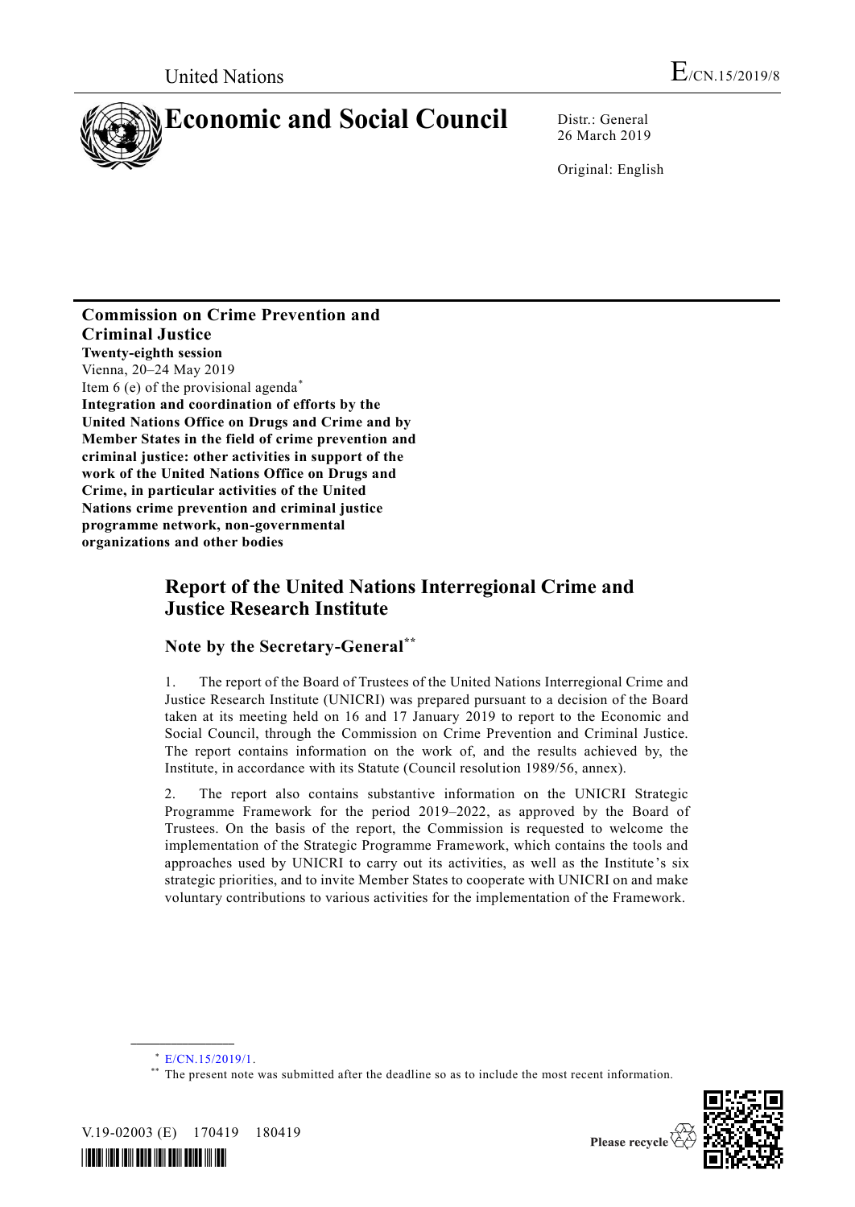United Nations

E/CN.15/2019/8

# Economic and Social Council

Distr.: General
26 March 2019

Original: English

**Commission on Crime Prevention and Criminal Justice**
**Twenty-eighth session**
Vienna, 20–24 May 2019
Item 6 (e) of the provisional agenda*
**Integration and coordination of efforts by the United Nations Office on Drugs and Crime and by Member States in the field of crime prevention and criminal justice: other activities in support of the work of the United Nations Office on Drugs and Crime, in particular activities of the United Nations crime prevention and criminal justice programme network, non-governmental organizations and other bodies**

# Report of the United Nations Interregional Crime and Justice Research Institute

## Note by the Secretary-General**

1. The report of the Board of Trustees of the United Nations Interregional Crime and Justice Research Institute (UNICRI) was prepared pursuant to a decision of the Board taken at its meeting held on 16 and 17 January 2019 to report to the Economic and Social Council, through the Commission on Crime Prevention and Criminal Justice. The report contains information on the work of, and the results achieved by, the Institute, in accordance with its Statute (Council resolution 1989/56, annex).

2. The report also contains substantive information on the UNICRI Strategic Programme Framework for the period 2019–2022, as approved by the Board of Trustees. On the basis of the report, the Commission is requested to welcome the implementation of the Strategic Programme Framework, which contains the tools and approaches used by UNICRI to carry out its activities, as well as the Institute's six strategic priorities, and to invite Member States to cooperate with UNICRI on and make voluntary contributions to various activities for the implementation of the Framework.

---

\* E/CN.15/2019/1.

\*\* The present note was submitted after the deadline so as to include the most recent information.

V.19-02003 (E) 170419 180419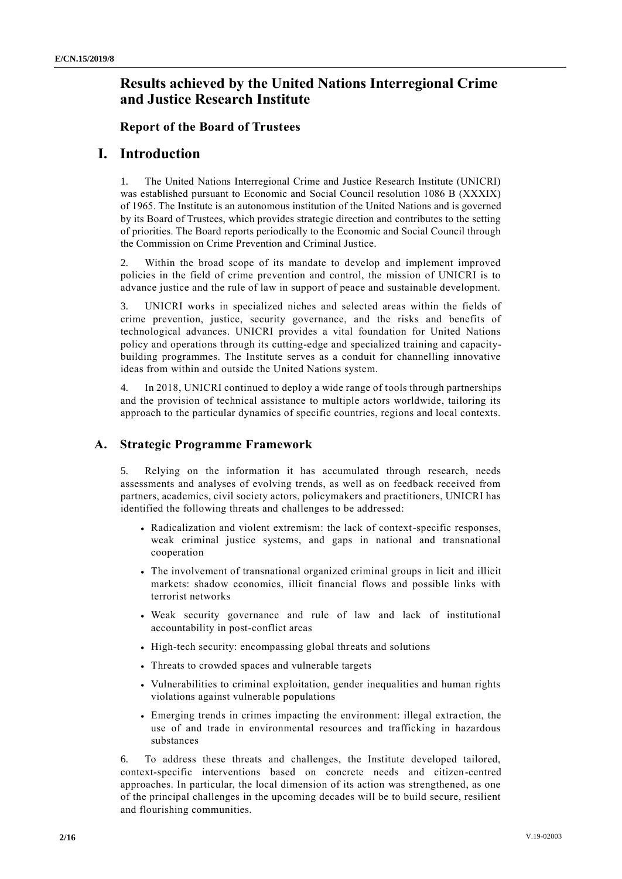# Results achieved by the United Nations Interregional Crime and Justice Research Institute

## Report of the Board of Trustees

# I. Introduction

1. The United Nations Interregional Crime and Justice Research Institute (UNICRI) was established pursuant to Economic and Social Council resolution 1086 B (XXXIX) of 1965. The Institute is an autonomous institution of the United Nations and is governed by its Board of Trustees, which provides strategic direction and contributes to the setting of priorities. The Board reports periodically to the Economic and Social Council through the Commission on Crime Prevention and Criminal Justice.

2. Within the broad scope of its mandate to develop and implement improved policies in the field of crime prevention and control, the mission of UNICRI is to advance justice and the rule of law in support of peace and sustainable development.

3. UNICRI works in specialized niches and selected areas within the fields of crime prevention, justice, security governance, and the risks and benefits of technological advances. UNICRI provides a vital foundation for United Nations policy and operations through its cutting-edge and specialized training and capacity-building programmes. The Institute serves as a conduit for channelling innovative ideas from within and outside the United Nations system.

4. In 2018, UNICRI continued to deploy a wide range of tools through partnerships and the provision of technical assistance to multiple actors worldwide, tailoring its approach to the particular dynamics of specific countries, regions and local contexts.

## A. Strategic Programme Framework

5. Relying on the information it has accumulated through research, needs assessments and analyses of evolving trends, as well as on feedback received from partners, academics, civil society actors, policymakers and practitioners, UNICRI has identified the following threats and challenges to be addressed:

- Radicalization and violent extremism: the lack of context-specific responses, weak criminal justice systems, and gaps in national and transnational cooperation
- The involvement of transnational organized criminal groups in licit and illicit markets: shadow economies, illicit financial flows and possible links with terrorist networks
- Weak security governance and rule of law and lack of institutional accountability in post-conflict areas
- High-tech security: encompassing global threats and solutions
- Threats to crowded spaces and vulnerable targets
- Vulnerabilities to criminal exploitation, gender inequalities and human rights violations against vulnerable populations
- Emerging trends in crimes impacting the environment: illegal extraction, the use of and trade in environmental resources and trafficking in hazardous substances

6. To address these threats and challenges, the Institute developed tailored, context-specific interventions based on concrete needs and citizen-centred approaches. In particular, the local dimension of its action was strengthened, as one of the principal challenges in the upcoming decades will be to build secure, resilient and flourishing communities.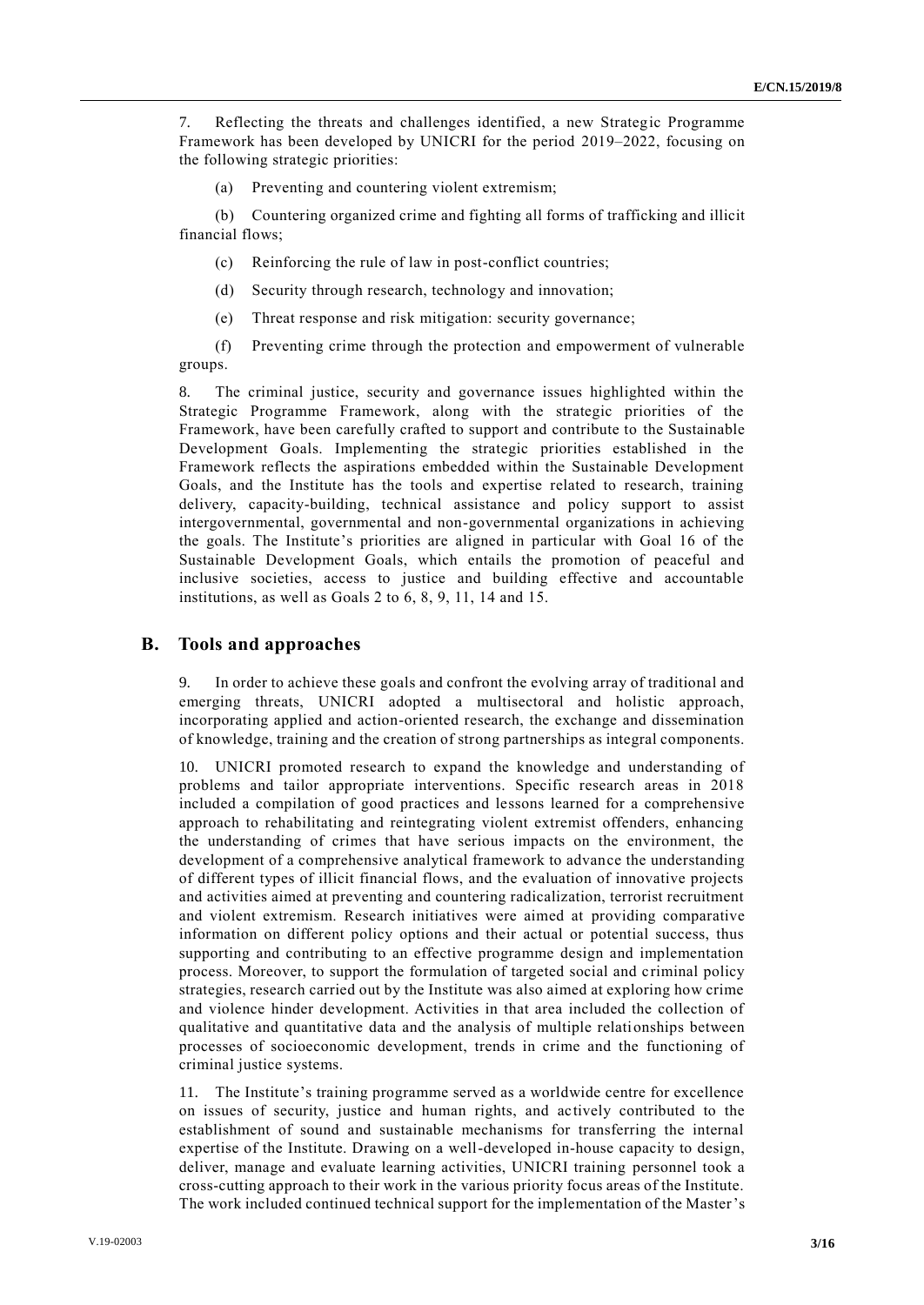7. Reflecting the threats and challenges identified, a new Strategic Programme Framework has been developed by UNICRI for the period 2019–2022, focusing on the following strategic priorities:

(a) Preventing and countering violent extremism;

(b) Countering organized crime and fighting all forms of trafficking and illicit financial flows;

(c) Reinforcing the rule of law in post-conflict countries;

(d) Security through research, technology and innovation;

(e) Threat response and risk mitigation: security governance;

(f) Preventing crime through the protection and empowerment of vulnerable groups.

8. The criminal justice, security and governance issues highlighted within the Strategic Programme Framework, along with the strategic priorities of the Framework, have been carefully crafted to support and contribute to the Sustainable Development Goals. Implementing the strategic priorities established in the Framework reflects the aspirations embedded within the Sustainable Development Goals, and the Institute has the tools and expertise related to research, training delivery, capacity-building, technical assistance and policy support to assist intergovernmental, governmental and non-governmental organizations in achieving the goals. The Institute's priorities are aligned in particular with Goal 16 of the Sustainable Development Goals, which entails the promotion of peaceful and inclusive societies, access to justice and building effective and accountable institutions, as well as Goals 2 to 6, 8, 9, 11, 14 and 15.

## B. Tools and approaches

9. In order to achieve these goals and confront the evolving array of traditional and emerging threats, UNICRI adopted a multisectoral and holistic approach, incorporating applied and action-oriented research, the exchange and dissemination of knowledge, training and the creation of strong partnerships as integral components.

10. UNICRI promoted research to expand the knowledge and understanding of problems and tailor appropriate interventions. Specific research areas in 2018 included a compilation of good practices and lessons learned for a comprehensive approach to rehabilitating and reintegrating violent extremist offenders, enhancing the understanding of crimes that have serious impacts on the environment, the development of a comprehensive analytical framework to advance the understanding of different types of illicit financial flows, and the evaluation of innovative projects and activities aimed at preventing and countering radicalization, terrorist recruitment and violent extremism. Research initiatives were aimed at providing comparative information on different policy options and their actual or potential success, thus supporting and contributing to an effective programme design and implementation process. Moreover, to support the formulation of targeted social and criminal policy strategies, research carried out by the Institute was also aimed at exploring how crime and violence hinder development. Activities in that area included the collection of qualitative and quantitative data and the analysis of multiple relationships between processes of socioeconomic development, trends in crime and the functioning of criminal justice systems.

11. The Institute's training programme served as a worldwide centre for excellence on issues of security, justice and human rights, and actively contributed to the establishment of sound and sustainable mechanisms for transferring the internal expertise of the Institute. Drawing on a well-developed in-house capacity to design, deliver, manage and evaluate learning activities, UNICRI training personnel took a cross-cutting approach to their work in the various priority focus areas of the Institute. The work included continued technical support for the implementation of the Master's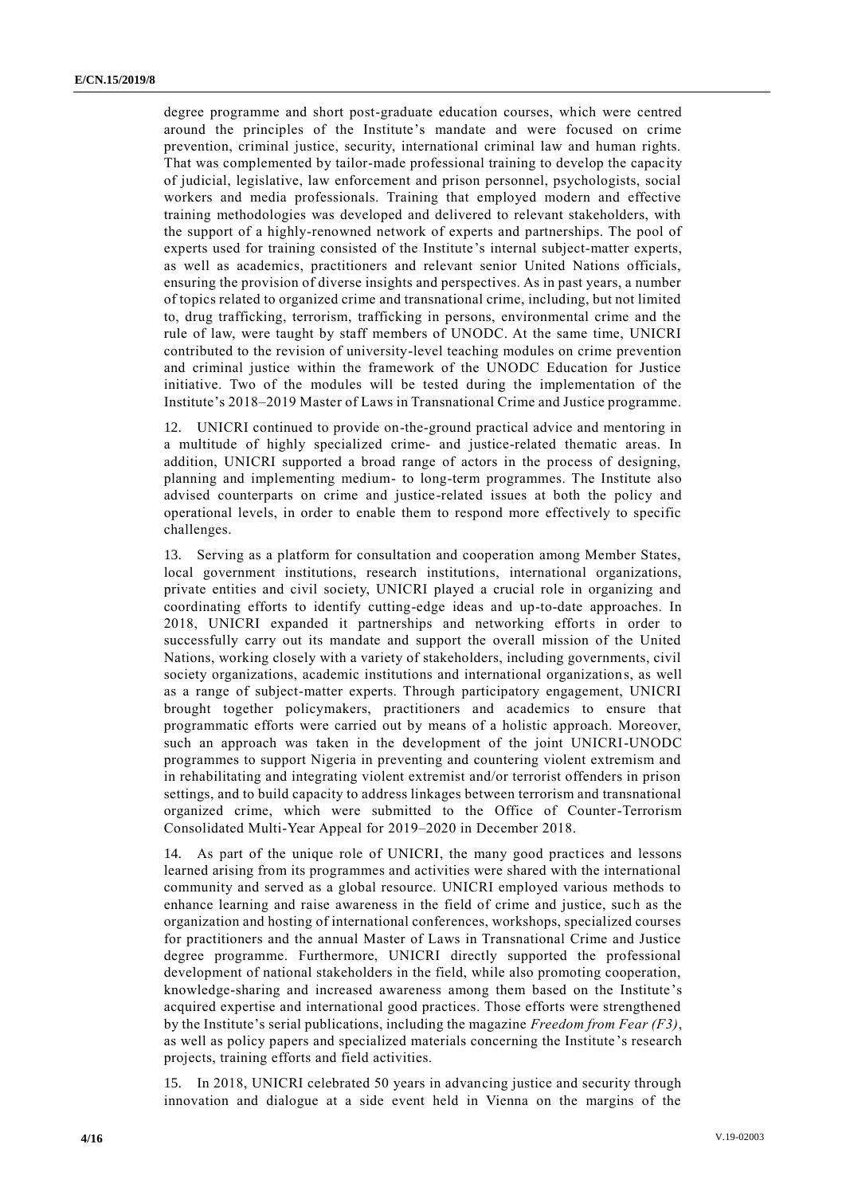degree programme and short post-graduate education courses, which were centred around the principles of the Institute's mandate and were focused on crime prevention, criminal justice, security, international criminal law and human rights. That was complemented by tailor-made professional training to develop the capacity of judicial, legislative, law enforcement and prison personnel, psychologists, social workers and media professionals. Training that employed modern and effective training methodologies was developed and delivered to relevant stakeholders, with the support of a highly-renowned network of experts and partnerships. The pool of experts used for training consisted of the Institute's internal subject-matter experts, as well as academics, practitioners and relevant senior United Nations officials, ensuring the provision of diverse insights and perspectives. As in past years, a number of topics related to organized crime and transnational crime, including, but not limited to, drug trafficking, terrorism, trafficking in persons, environmental crime and the rule of law, were taught by staff members of UNODC. At the same time, UNICRI contributed to the revision of university-level teaching modules on crime prevention and criminal justice within the framework of the UNODC Education for Justice initiative. Two of the modules will be tested during the implementation of the Institute's 2018–2019 Master of Laws in Transnational Crime and Justice programme.

12. UNICRI continued to provide on-the-ground practical advice and mentoring in a multitude of highly specialized crime- and justice-related thematic areas. In addition, UNICRI supported a broad range of actors in the process of designing, planning and implementing medium- to long-term programmes. The Institute also advised counterparts on crime and justice-related issues at both the policy and operational levels, in order to enable them to respond more effectively to specific challenges.

13. Serving as a platform for consultation and cooperation among Member States, local government institutions, research institutions, international organizations, private entities and civil society, UNICRI played a crucial role in organizing and coordinating efforts to identify cutting-edge ideas and up-to-date approaches. In 2018, UNICRI expanded it partnerships and networking efforts in order to successfully carry out its mandate and support the overall mission of the United Nations, working closely with a variety of stakeholders, including governments, civil society organizations, academic institutions and international organizations, as well as a range of subject-matter experts. Through participatory engagement, UNICRI brought together policymakers, practitioners and academics to ensure that programmatic efforts were carried out by means of a holistic approach. Moreover, such an approach was taken in the development of the joint UNICRI-UNODC programmes to support Nigeria in preventing and countering violent extremism and in rehabilitating and integrating violent extremist and/or terrorist offenders in prison settings, and to build capacity to address linkages between terrorism and transnational organized crime, which were submitted to the Office of Counter-Terrorism Consolidated Multi-Year Appeal for 2019–2020 in December 2018.

14. As part of the unique role of UNICRI, the many good practices and lessons learned arising from its programmes and activities were shared with the international community and served as a global resource. UNICRI employed various methods to enhance learning and raise awareness in the field of crime and justice, such as the organization and hosting of international conferences, workshops, specialized courses for practitioners and the annual Master of Laws in Transnational Crime and Justice degree programme. Furthermore, UNICRI directly supported the professional development of national stakeholders in the field, while also promoting cooperation, knowledge-sharing and increased awareness among them based on the Institute's acquired expertise and international good practices. Those efforts were strengthened by the Institute's serial publications, including the magazine *Freedom from Fear (F3)*, as well as policy papers and specialized materials concerning the Institute's research projects, training efforts and field activities.

15. In 2018, UNICRI celebrated 50 years in advancing justice and security through innovation and dialogue at a side event held in Vienna on the margins of the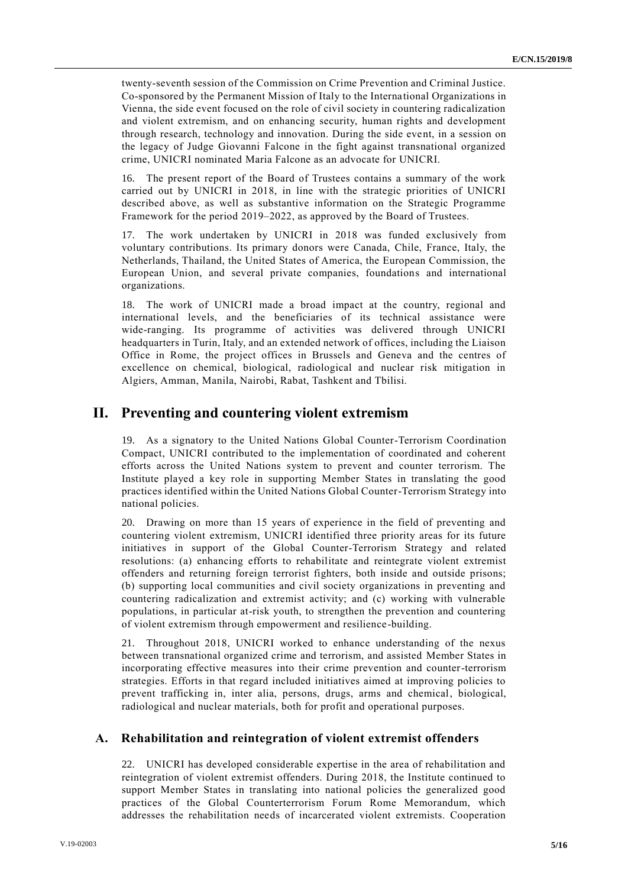twenty-seventh session of the Commission on Crime Prevention and Criminal Justice. Co-sponsored by the Permanent Mission of Italy to the International Organizations in Vienna, the side event focused on the role of civil society in countering radicalization and violent extremism, and on enhancing security, human rights and development through research, technology and innovation. During the side event, in a session on the legacy of Judge Giovanni Falcone in the fight against transnational organized crime, UNICRI nominated Maria Falcone as an advocate for UNICRI.

16. The present report of the Board of Trustees contains a summary of the work carried out by UNICRI in 2018, in line with the strategic priorities of UNICRI described above, as well as substantive information on the Strategic Programme Framework for the period 2019–2022, as approved by the Board of Trustees.

17. The work undertaken by UNICRI in 2018 was funded exclusively from voluntary contributions. Its primary donors were Canada, Chile, France, Italy, the Netherlands, Thailand, the United States of America, the European Commission, the European Union, and several private companies, foundations and international organizations.

18. The work of UNICRI made a broad impact at the country, regional and international levels, and the beneficiaries of its technical assistance were wide-ranging. Its programme of activities was delivered through UNICRI headquarters in Turin, Italy, and an extended network of offices, including the Liaison Office in Rome, the project offices in Brussels and Geneva and the centres of excellence on chemical, biological, radiological and nuclear risk mitigation in Algiers, Amman, Manila, Nairobi, Rabat, Tashkent and Tbilisi.

# II. Preventing and countering violent extremism

19. As a signatory to the United Nations Global Counter-Terrorism Coordination Compact, UNICRI contributed to the implementation of coordinated and coherent efforts across the United Nations system to prevent and counter terrorism. The Institute played a key role in supporting Member States in translating the good practices identified within the United Nations Global Counter-Terrorism Strategy into national policies.

20. Drawing on more than 15 years of experience in the field of preventing and countering violent extremism, UNICRI identified three priority areas for its future initiatives in support of the Global Counter-Terrorism Strategy and related resolutions: (a) enhancing efforts to rehabilitate and reintegrate violent extremist offenders and returning foreign terrorist fighters, both inside and outside prisons; (b) supporting local communities and civil society organizations in preventing and countering radicalization and extremist activity; and (c) working with vulnerable populations, in particular at-risk youth, to strengthen the prevention and countering of violent extremism through empowerment and resilience-building.

21. Throughout 2018, UNICRI worked to enhance understanding of the nexus between transnational organized crime and terrorism, and assisted Member States in incorporating effective measures into their crime prevention and counter-terrorism strategies. Efforts in that regard included initiatives aimed at improving policies to prevent trafficking in, inter alia, persons, drugs, arms and chemical, biological, radiological and nuclear materials, both for profit and operational purposes.

## A. Rehabilitation and reintegration of violent extremist offenders

22. UNICRI has developed considerable expertise in the area of rehabilitation and reintegration of violent extremist offenders. During 2018, the Institute continued to support Member States in translating into national policies the generalized good practices of the Global Counterterrorism Forum Rome Memorandum, which addresses the rehabilitation needs of incarcerated violent extremists. Cooperation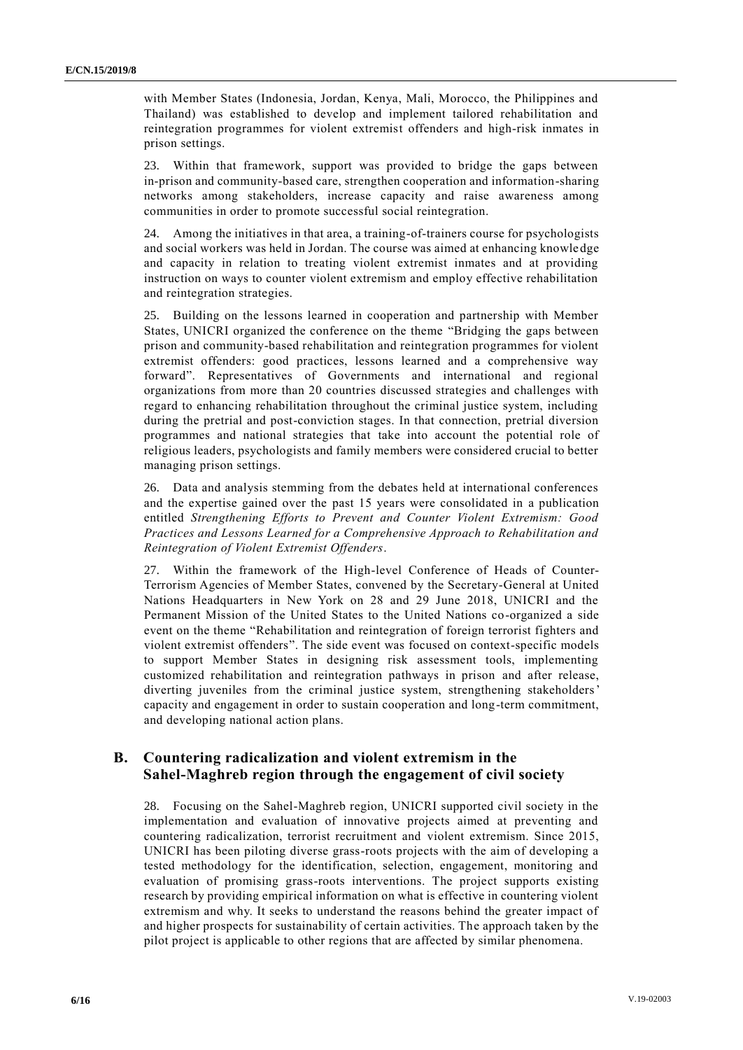with Member States (Indonesia, Jordan, Kenya, Mali, Morocco, the Philippines and Thailand) was established to develop and implement tailored rehabilitation and reintegration programmes for violent extremist offenders and high-risk inmates in prison settings.

23. Within that framework, support was provided to bridge the gaps between in-prison and community-based care, strengthen cooperation and information-sharing networks among stakeholders, increase capacity and raise awareness among communities in order to promote successful social reintegration.

24. Among the initiatives in that area, a training-of-trainers course for psychologists and social workers was held in Jordan. The course was aimed at enhancing knowledge and capacity in relation to treating violent extremist inmates and at providing instruction on ways to counter violent extremism and employ effective rehabilitation and reintegration strategies.

25. Building on the lessons learned in cooperation and partnership with Member States, UNICRI organized the conference on the theme "Bridging the gaps between prison and community-based rehabilitation and reintegration programmes for violent extremist offenders: good practices, lessons learned and a comprehensive way forward". Representatives of Governments and international and regional organizations from more than 20 countries discussed strategies and challenges with regard to enhancing rehabilitation throughout the criminal justice system, including during the pretrial and post-conviction stages. In that connection, pretrial diversion programmes and national strategies that take into account the potential role of religious leaders, psychologists and family members were considered crucial to better managing prison settings.

26. Data and analysis stemming from the debates held at international conferences and the expertise gained over the past 15 years were consolidated in a publication entitled *Strengthening Efforts to Prevent and Counter Violent Extremism: Good Practices and Lessons Learned for a Comprehensive Approach to Rehabilitation and Reintegration of Violent Extremist Offenders*.

27. Within the framework of the High-level Conference of Heads of Counter-Terrorism Agencies of Member States, convened by the Secretary-General at United Nations Headquarters in New York on 28 and 29 June 2018, UNICRI and the Permanent Mission of the United States to the United Nations co-organized a side event on the theme "Rehabilitation and reintegration of foreign terrorist fighters and violent extremist offenders". The side event was focused on context-specific models to support Member States in designing risk assessment tools, implementing customized rehabilitation and reintegration pathways in prison and after release, diverting juveniles from the criminal justice system, strengthening stakeholders' capacity and engagement in order to sustain cooperation and long-term commitment, and developing national action plans.

## B. Countering radicalization and violent extremism in the Sahel-Maghreb region through the engagement of civil society

28. Focusing on the Sahel-Maghreb region, UNICRI supported civil society in the implementation and evaluation of innovative projects aimed at preventing and countering radicalization, terrorist recruitment and violent extremism. Since 2015, UNICRI has been piloting diverse grass-roots projects with the aim of developing a tested methodology for the identification, selection, engagement, monitoring and evaluation of promising grass-roots interventions. The project supports existing research by providing empirical information on what is effective in countering violent extremism and why. It seeks to understand the reasons behind the greater impact of and higher prospects for sustainability of certain activities. The approach taken by the pilot project is applicable to other regions that are affected by similar phenomena.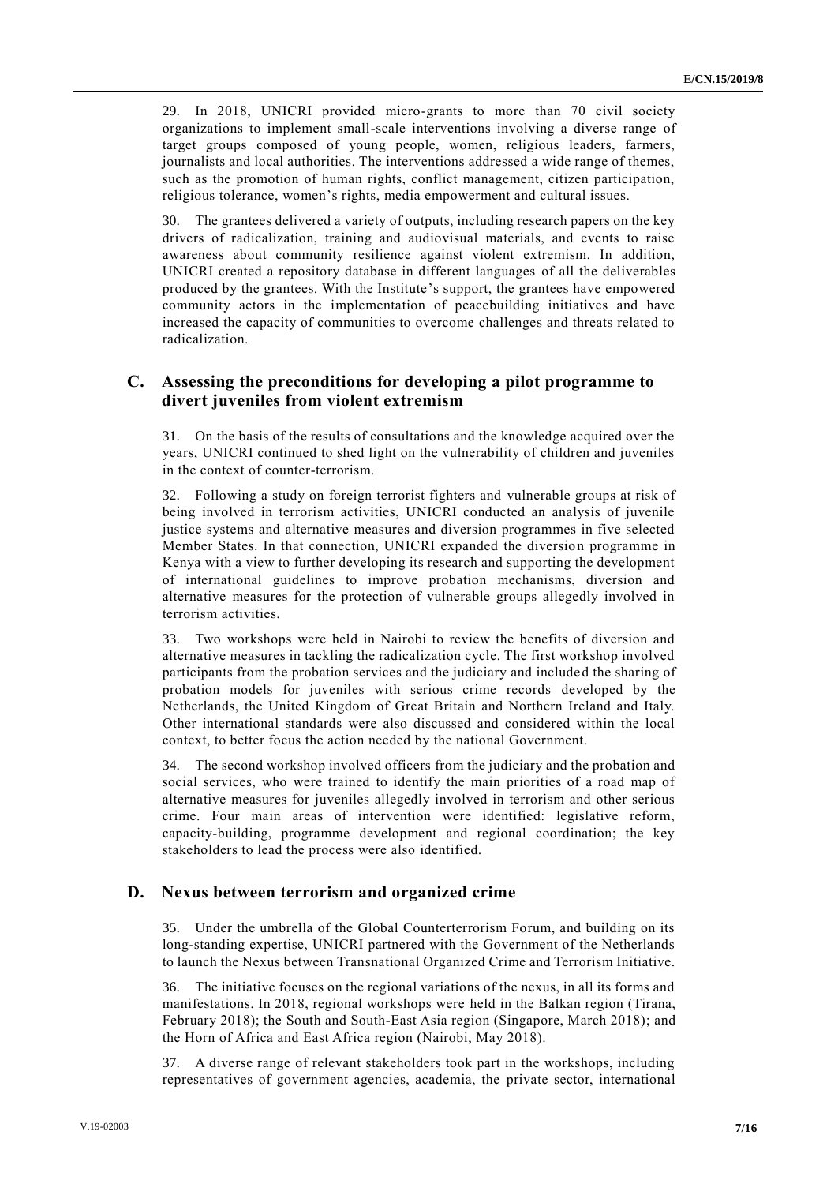29. In 2018, UNICRI provided micro-grants to more than 70 civil society organizations to implement small-scale interventions involving a diverse range of target groups composed of young people, women, religious leaders, farmers, journalists and local authorities. The interventions addressed a wide range of themes, such as the promotion of human rights, conflict management, citizen participation, religious tolerance, women's rights, media empowerment and cultural issues.

30. The grantees delivered a variety of outputs, including research papers on the key drivers of radicalization, training and audiovisual materials, and events to raise awareness about community resilience against violent extremism. In addition, UNICRI created a repository database in different languages of all the deliverables produced by the grantees. With the Institute's support, the grantees have empowered community actors in the implementation of peacebuilding initiatives and have increased the capacity of communities to overcome challenges and threats related to radicalization.

## C. Assessing the preconditions for developing a pilot programme to divert juveniles from violent extremism

31. On the basis of the results of consultations and the knowledge acquired over the years, UNICRI continued to shed light on the vulnerability of children and juveniles in the context of counter-terrorism.

32. Following a study on foreign terrorist fighters and vulnerable groups at risk of being involved in terrorism activities, UNICRI conducted an analysis of juvenile justice systems and alternative measures and diversion programmes in five selected Member States. In that connection, UNICRI expanded the diversion programme in Kenya with a view to further developing its research and supporting the development of international guidelines to improve probation mechanisms, diversion and alternative measures for the protection of vulnerable groups allegedly involved in terrorism activities.

33. Two workshops were held in Nairobi to review the benefits of diversion and alternative measures in tackling the radicalization cycle. The first workshop involved participants from the probation services and the judiciary and included the sharing of probation models for juveniles with serious crime records developed by the Netherlands, the United Kingdom of Great Britain and Northern Ireland and Italy. Other international standards were also discussed and considered within the local context, to better focus the action needed by the national Government.

34. The second workshop involved officers from the judiciary and the probation and social services, who were trained to identify the main priorities of a road map of alternative measures for juveniles allegedly involved in terrorism and other serious crime. Four main areas of intervention were identified: legislative reform, capacity-building, programme development and regional coordination; the key stakeholders to lead the process were also identified.

## D. Nexus between terrorism and organized crime

35. Under the umbrella of the Global Counterterrorism Forum, and building on its long-standing expertise, UNICRI partnered with the Government of the Netherlands to launch the Nexus between Transnational Organized Crime and Terrorism Initiative.

36. The initiative focuses on the regional variations of the nexus, in all its forms and manifestations. In 2018, regional workshops were held in the Balkan region (Tirana, February 2018); the South and South-East Asia region (Singapore, March 2018); and the Horn of Africa and East Africa region (Nairobi, May 2018).

37. A diverse range of relevant stakeholders took part in the workshops, including representatives of government agencies, academia, the private sector, international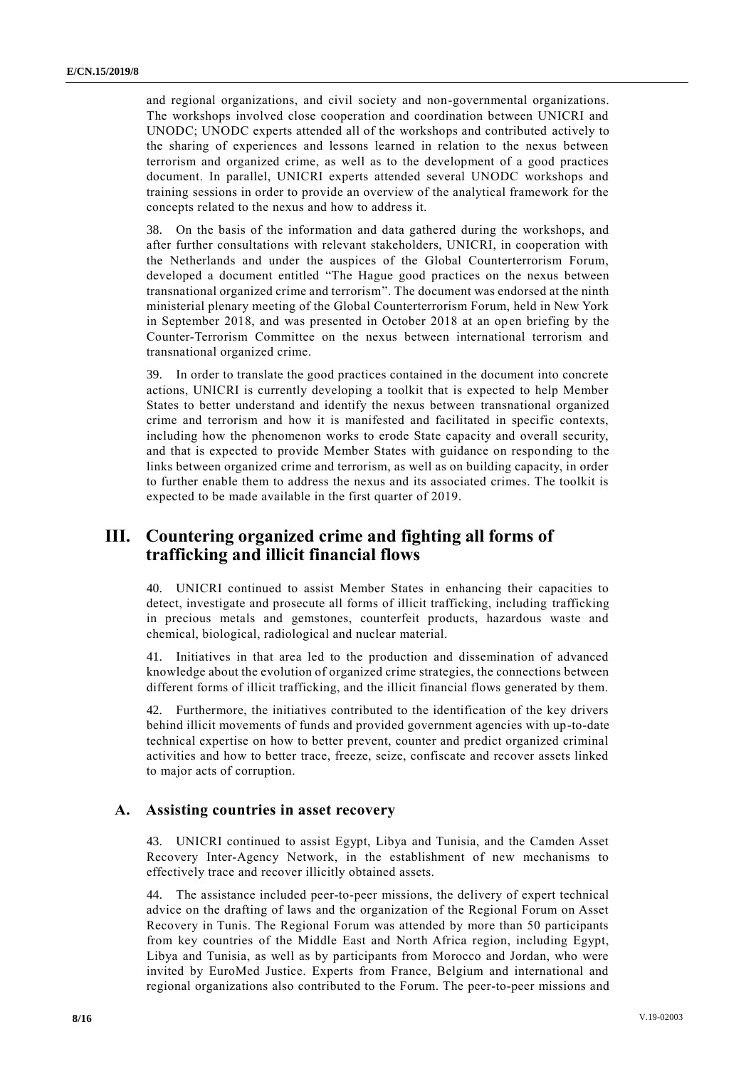and regional organizations, and civil society and non-governmental organizations. The workshops involved close cooperation and coordination between UNICRI and UNODC; UNODC experts attended all of the workshops and contributed actively to the sharing of experiences and lessons learned in relation to the nexus between terrorism and organized crime, as well as to the development of a good practices document. In parallel, UNICRI experts attended several UNODC workshops and training sessions in order to provide an overview of the analytical framework for the concepts related to the nexus and how to address it.

38. On the basis of the information and data gathered during the workshops, and after further consultations with relevant stakeholders, UNICRI, in cooperation with the Netherlands and under the auspices of the Global Counterterrorism Forum, developed a document entitled "The Hague good practices on the nexus between transnational organized crime and terrorism". The document was endorsed at the ninth ministerial plenary meeting of the Global Counterterrorism Forum, held in New York in September 2018, and was presented in October 2018 at an open briefing by the Counter-Terrorism Committee on the nexus between international terrorism and transnational organized crime.

39. In order to translate the good practices contained in the document into concrete actions, UNICRI is currently developing a toolkit that is expected to help Member States to better understand and identify the nexus between transnational organized crime and terrorism and how it is manifested and facilitated in specific contexts, including how the phenomenon works to erode State capacity and overall security, and that is expected to provide Member States with guidance on responding to the links between organized crime and terrorism, as well as on building capacity, in order to further enable them to address the nexus and its associated crimes. The toolkit is expected to be made available in the first quarter of 2019.

# III. Countering organized crime and fighting all forms of trafficking and illicit financial flows

40. UNICRI continued to assist Member States in enhancing their capacities to detect, investigate and prosecute all forms of illicit trafficking, including trafficking in precious metals and gemstones, counterfeit products, hazardous waste and chemical, biological, radiological and nuclear material.

41. Initiatives in that area led to the production and dissemination of advanced knowledge about the evolution of organized crime strategies, the connections between different forms of illicit trafficking, and the illicit financial flows generated by them.

42. Furthermore, the initiatives contributed to the identification of the key drivers behind illicit movements of funds and provided government agencies with up-to-date technical expertise on how to better prevent, counter and predict organized criminal activities and how to better trace, freeze, seize, confiscate and recover assets linked to major acts of corruption.

## A. Assisting countries in asset recovery

43. UNICRI continued to assist Egypt, Libya and Tunisia, and the Camden Asset Recovery Inter-Agency Network, in the establishment of new mechanisms to effectively trace and recover illicitly obtained assets.

44. The assistance included peer-to-peer missions, the delivery of expert technical advice on the drafting of laws and the organization of the Regional Forum on Asset Recovery in Tunis. The Regional Forum was attended by more than 50 participants from key countries of the Middle East and North Africa region, including Egypt, Libya and Tunisia, as well as by participants from Morocco and Jordan, who were invited by EuroMed Justice. Experts from France, Belgium and international and regional organizations also contributed to the Forum. The peer-to-peer missions and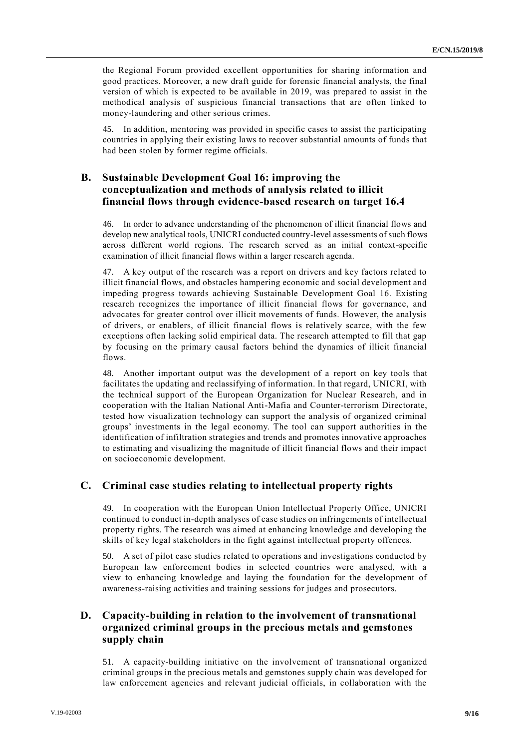the Regional Forum provided excellent opportunities for sharing information and good practices. Moreover, a new draft guide for forensic financial analysts, the final version of which is expected to be available in 2019, was prepared to assist in the methodical analysis of suspicious financial transactions that are often linked to money-laundering and other serious crimes.

45. In addition, mentoring was provided in specific cases to assist the participating countries in applying their existing laws to recover substantial amounts of funds that had been stolen by former regime officials.

## B. Sustainable Development Goal 16: improving the conceptualization and methods of analysis related to illicit financial flows through evidence-based research on target 16.4

46. In order to advance understanding of the phenomenon of illicit financial flows and develop new analytical tools, UNICRI conducted country-level assessments of such flows across different world regions. The research served as an initial context-specific examination of illicit financial flows within a larger research agenda.

47. A key output of the research was a report on drivers and key factors related to illicit financial flows, and obstacles hampering economic and social development and impeding progress towards achieving Sustainable Development Goal 16. Existing research recognizes the importance of illicit financial flows for governance, and advocates for greater control over illicit movements of funds. However, the analysis of drivers, or enablers, of illicit financial flows is relatively scarce, with the few exceptions often lacking solid empirical data. The research attempted to fill that gap by focusing on the primary causal factors behind the dynamics of illicit financial flows.

48. Another important output was the development of a report on key tools that facilitates the updating and reclassifying of information. In that regard, UNICRI, with the technical support of the European Organization for Nuclear Research, and in cooperation with the Italian National Anti-Mafia and Counter-terrorism Directorate, tested how visualization technology can support the analysis of organized criminal groups' investments in the legal economy. The tool can support authorities in the identification of infiltration strategies and trends and promotes innovative approaches to estimating and visualizing the magnitude of illicit financial flows and their impact on socioeconomic development.

## C. Criminal case studies relating to intellectual property rights

49. In cooperation with the European Union Intellectual Property Office, UNICRI continued to conduct in-depth analyses of case studies on infringements of intellectual property rights. The research was aimed at enhancing knowledge and developing the skills of key legal stakeholders in the fight against intellectual property offences.

50. A set of pilot case studies related to operations and investigations conducted by European law enforcement bodies in selected countries were analysed, with a view to enhancing knowledge and laying the foundation for the development of awareness-raising activities and training sessions for judges and prosecutors.

## D. Capacity-building in relation to the involvement of transnational organized criminal groups in the precious metals and gemstones supply chain

51. A capacity-building initiative on the involvement of transnational organized criminal groups in the precious metals and gemstones supply chain was developed for law enforcement agencies and relevant judicial officials, in collaboration with the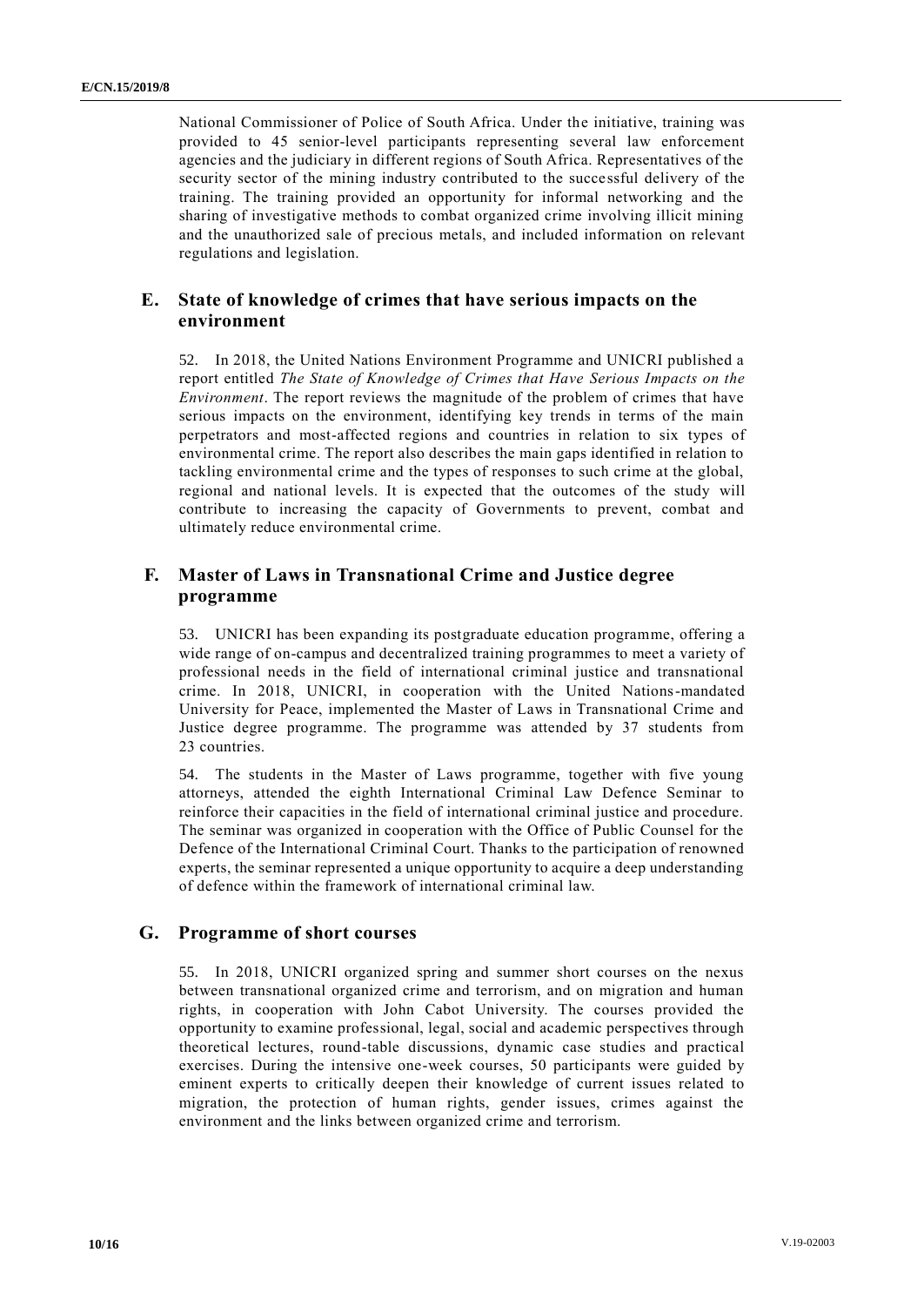National Commissioner of Police of South Africa. Under the initiative, training was provided to 45 senior-level participants representing several law enforcement agencies and the judiciary in different regions of South Africa. Representatives of the security sector of the mining industry contributed to the successful delivery of the training. The training provided an opportunity for informal networking and the sharing of investigative methods to combat organized crime involving illicit mining and the unauthorized sale of precious metals, and included information on relevant regulations and legislation.

## E. State of knowledge of crimes that have serious impacts on the environment

52. In 2018, the United Nations Environment Programme and UNICRI published a report entitled *The State of Knowledge of Crimes that Have Serious Impacts on the Environment*. The report reviews the magnitude of the problem of crimes that have serious impacts on the environment, identifying key trends in terms of the main perpetrators and most-affected regions and countries in relation to six types of environmental crime. The report also describes the main gaps identified in relation to tackling environmental crime and the types of responses to such crime at the global, regional and national levels. It is expected that the outcomes of the study will contribute to increasing the capacity of Governments to prevent, combat and ultimately reduce environmental crime.

## F. Master of Laws in Transnational Crime and Justice degree programme

53. UNICRI has been expanding its postgraduate education programme, offering a wide range of on-campus and decentralized training programmes to meet a variety of professional needs in the field of international criminal justice and transnational crime. In 2018, UNICRI, in cooperation with the United Nations-mandated University for Peace, implemented the Master of Laws in Transnational Crime and Justice degree programme. The programme was attended by 37 students from 23 countries.

54. The students in the Master of Laws programme, together with five young attorneys, attended the eighth International Criminal Law Defence Seminar to reinforce their capacities in the field of international criminal justice and procedure. The seminar was organized in cooperation with the Office of Public Counsel for the Defence of the International Criminal Court. Thanks to the participation of renowned experts, the seminar represented a unique opportunity to acquire a deep understanding of defence within the framework of international criminal law.

## G. Programme of short courses

55. In 2018, UNICRI organized spring and summer short courses on the nexus between transnational organized crime and terrorism, and on migration and human rights, in cooperation with John Cabot University. The courses provided the opportunity to examine professional, legal, social and academic perspectives through theoretical lectures, round-table discussions, dynamic case studies and practical exercises. During the intensive one-week courses, 50 participants were guided by eminent experts to critically deepen their knowledge of current issues related to migration, the protection of human rights, gender issues, crimes against the environment and the links between organized crime and terrorism.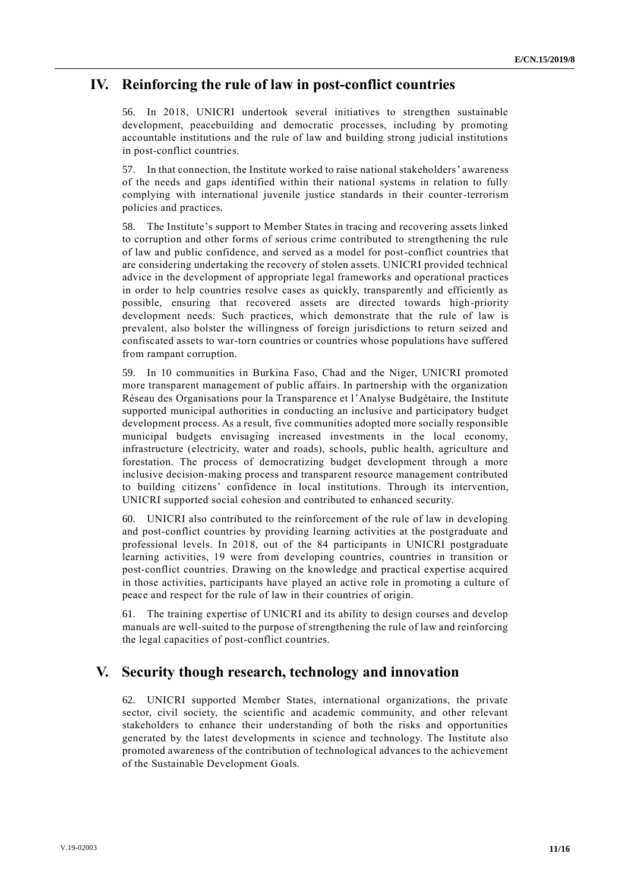## IV. Reinforcing the rule of law in post-conflict countries

56. In 2018, UNICRI undertook several initiatives to strengthen sustainable development, peacebuilding and democratic processes, including by promoting accountable institutions and the rule of law and building strong judicial institutions in post-conflict countries.

57. In that connection, the Institute worked to raise national stakeholders' awareness of the needs and gaps identified within their national systems in relation to fully complying with international juvenile justice standards in their counter-terrorism policies and practices.

58. The Institute's support to Member States in tracing and recovering assets linked to corruption and other forms of serious crime contributed to strengthening the rule of law and public confidence, and served as a model for post-conflict countries that are considering undertaking the recovery of stolen assets. UNICRI provided technical advice in the development of appropriate legal frameworks and operational practices in order to help countries resolve cases as quickly, transparently and efficiently as possible, ensuring that recovered assets are directed towards high-priority development needs. Such practices, which demonstrate that the rule of law is prevalent, also bolster the willingness of foreign jurisdictions to return seized and confiscated assets to war-torn countries or countries whose populations have suffered from rampant corruption.

59. In 10 communities in Burkina Faso, Chad and the Niger, UNICRI promoted more transparent management of public affairs. In partnership with the organization Réseau des Organisations pour la Transparence et l'Analyse Budgétaire, the Institute supported municipal authorities in conducting an inclusive and participatory budget development process. As a result, five communities adopted more socially responsible municipal budgets envisaging increased investments in the local economy, infrastructure (electricity, water and roads), schools, public health, agriculture and forestation. The process of democratizing budget development through a more inclusive decision-making process and transparent resource management contributed to building citizens' confidence in local institutions. Through its intervention, UNICRI supported social cohesion and contributed to enhanced security.

60. UNICRI also contributed to the reinforcement of the rule of law in developing and post-conflict countries by providing learning activities at the postgraduate and professional levels. In 2018, out of the 84 participants in UNICRI postgraduate learning activities, 19 were from developing countries, countries in transition or post-conflict countries. Drawing on the knowledge and practical expertise acquired in those activities, participants have played an active role in promoting a culture of peace and respect for the rule of law in their countries of origin.

61. The training expertise of UNICRI and its ability to design courses and develop manuals are well-suited to the purpose of strengthening the rule of law and reinforcing the legal capacities of post-conflict countries.

## V. Security though research, technology and innovation

62. UNICRI supported Member States, international organizations, the private sector, civil society, the scientific and academic community, and other relevant stakeholders to enhance their understanding of both the risks and opportunities generated by the latest developments in science and technology. The Institute also promoted awareness of the contribution of technological advances to the achievement of the Sustainable Development Goals.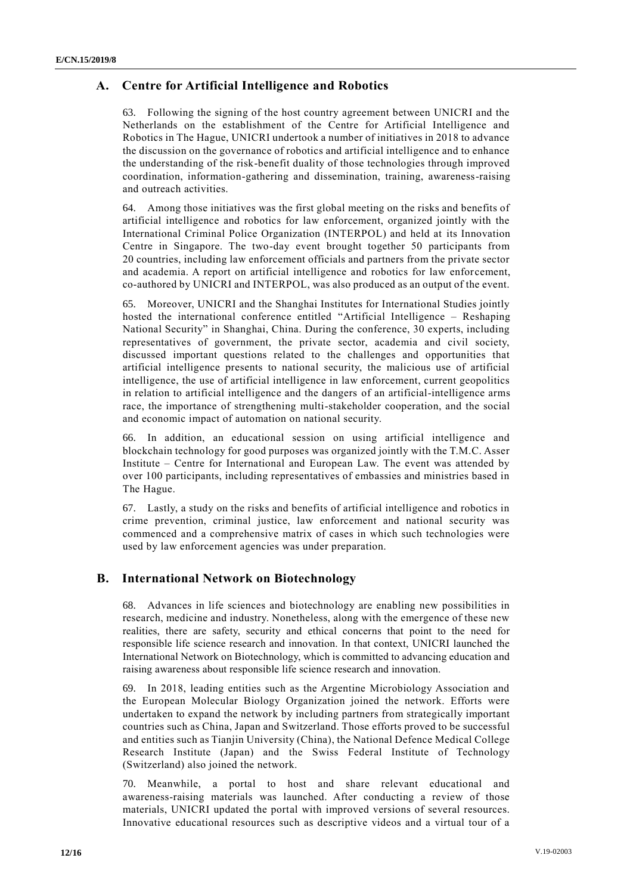## A. Centre for Artificial Intelligence and Robotics

63. Following the signing of the host country agreement between UNICRI and the Netherlands on the establishment of the Centre for Artificial Intelligence and Robotics in The Hague, UNICRI undertook a number of initiatives in 2018 to advance the discussion on the governance of robotics and artificial intelligence and to enhance the understanding of the risk-benefit duality of those technologies through improved coordination, information-gathering and dissemination, training, awareness-raising and outreach activities.

64. Among those initiatives was the first global meeting on the risks and benefits of artificial intelligence and robotics for law enforcement, organized jointly with the International Criminal Police Organization (INTERPOL) and held at its Innovation Centre in Singapore. The two-day event brought together 50 participants from 20 countries, including law enforcement officials and partners from the private sector and academia. A report on artificial intelligence and robotics for law enforcement, co-authored by UNICRI and INTERPOL, was also produced as an output of the event.

65. Moreover, UNICRI and the Shanghai Institutes for International Studies jointly hosted the international conference entitled "Artificial Intelligence – Reshaping National Security" in Shanghai, China. During the conference, 30 experts, including representatives of government, the private sector, academia and civil society, discussed important questions related to the challenges and opportunities that artificial intelligence presents to national security, the malicious use of artificial intelligence, the use of artificial intelligence in law enforcement, current geopolitics in relation to artificial intelligence and the dangers of an artificial-intelligence arms race, the importance of strengthening multi-stakeholder cooperation, and the social and economic impact of automation on national security.

66. In addition, an educational session on using artificial intelligence and blockchain technology for good purposes was organized jointly with the T.M.C. Asser Institute – Centre for International and European Law. The event was attended by over 100 participants, including representatives of embassies and ministries based in The Hague.

67. Lastly, a study on the risks and benefits of artificial intelligence and robotics in crime prevention, criminal justice, law enforcement and national security was commenced and a comprehensive matrix of cases in which such technologies were used by law enforcement agencies was under preparation.

## B. International Network on Biotechnology

68. Advances in life sciences and biotechnology are enabling new possibilities in research, medicine and industry. Nonetheless, along with the emergence of these new realities, there are safety, security and ethical concerns that point to the need for responsible life science research and innovation. In that context, UNICRI launched the International Network on Biotechnology, which is committed to advancing education and raising awareness about responsible life science research and innovation.

69. In 2018, leading entities such as the Argentine Microbiology Association and the European Molecular Biology Organization joined the network. Efforts were undertaken to expand the network by including partners from strategically important countries such as China, Japan and Switzerland. Those efforts proved to be successful and entities such as Tianjin University (China), the National Defence Medical College Research Institute (Japan) and the Swiss Federal Institute of Technology (Switzerland) also joined the network.

70. Meanwhile, a portal to host and share relevant educational and awareness-raising materials was launched. After conducting a review of those materials, UNICRI updated the portal with improved versions of several resources. Innovative educational resources such as descriptive videos and a virtual tour of a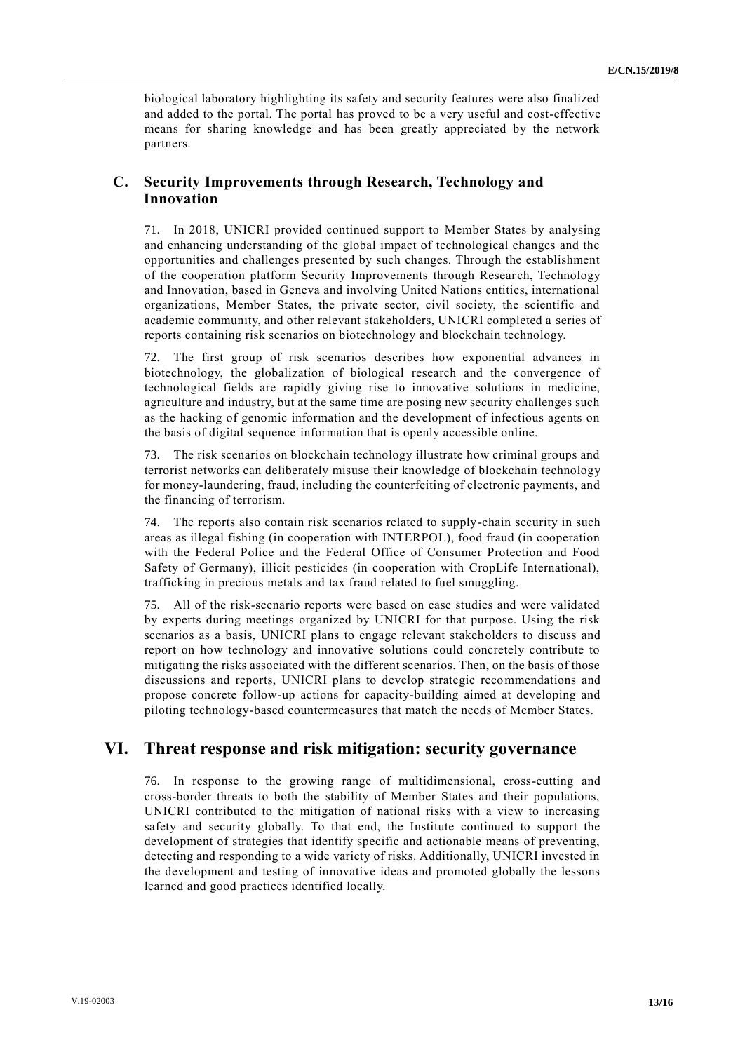biological laboratory highlighting its safety and security features were also finalized and added to the portal. The portal has proved to be a very useful and cost-effective means for sharing knowledge and has been greatly appreciated by the network partners.

### C. Security Improvements through Research, Technology and Innovation

71. In 2018, UNICRI provided continued support to Member States by analysing and enhancing understanding of the global impact of technological changes and the opportunities and challenges presented by such changes. Through the establishment of the cooperation platform Security Improvements through Research, Technology and Innovation, based in Geneva and involving United Nations entities, international organizations, Member States, the private sector, civil society, the scientific and academic community, and other relevant stakeholders, UNICRI completed a series of reports containing risk scenarios on biotechnology and blockchain technology.

72. The first group of risk scenarios describes how exponential advances in biotechnology, the globalization of biological research and the convergence of technological fields are rapidly giving rise to innovative solutions in medicine, agriculture and industry, but at the same time are posing new security challenges such as the hacking of genomic information and the development of infectious agents on the basis of digital sequence information that is openly accessible online.

73. The risk scenarios on blockchain technology illustrate how criminal groups and terrorist networks can deliberately misuse their knowledge of blockchain technology for money-laundering, fraud, including the counterfeiting of electronic payments, and the financing of terrorism.

74. The reports also contain risk scenarios related to supply-chain security in such areas as illegal fishing (in cooperation with INTERPOL), food fraud (in cooperation with the Federal Police and the Federal Office of Consumer Protection and Food Safety of Germany), illicit pesticides (in cooperation with CropLife International), trafficking in precious metals and tax fraud related to fuel smuggling.

75. All of the risk-scenario reports were based on case studies and were validated by experts during meetings organized by UNICRI for that purpose. Using the risk scenarios as a basis, UNICRI plans to engage relevant stakeholders to discuss and report on how technology and innovative solutions could concretely contribute to mitigating the risks associated with the different scenarios. Then, on the basis of those discussions and reports, UNICRI plans to develop strategic recommendations and propose concrete follow-up actions for capacity-building aimed at developing and piloting technology-based countermeasures that match the needs of Member States.

## VI. Threat response and risk mitigation: security governance

76. In response to the growing range of multidimensional, cross-cutting and cross-border threats to both the stability of Member States and their populations, UNICRI contributed to the mitigation of national risks with a view to increasing safety and security globally. To that end, the Institute continued to support the development of strategies that identify specific and actionable means of preventing, detecting and responding to a wide variety of risks. Additionally, UNICRI invested in the development and testing of innovative ideas and promoted globally the lessons learned and good practices identified locally.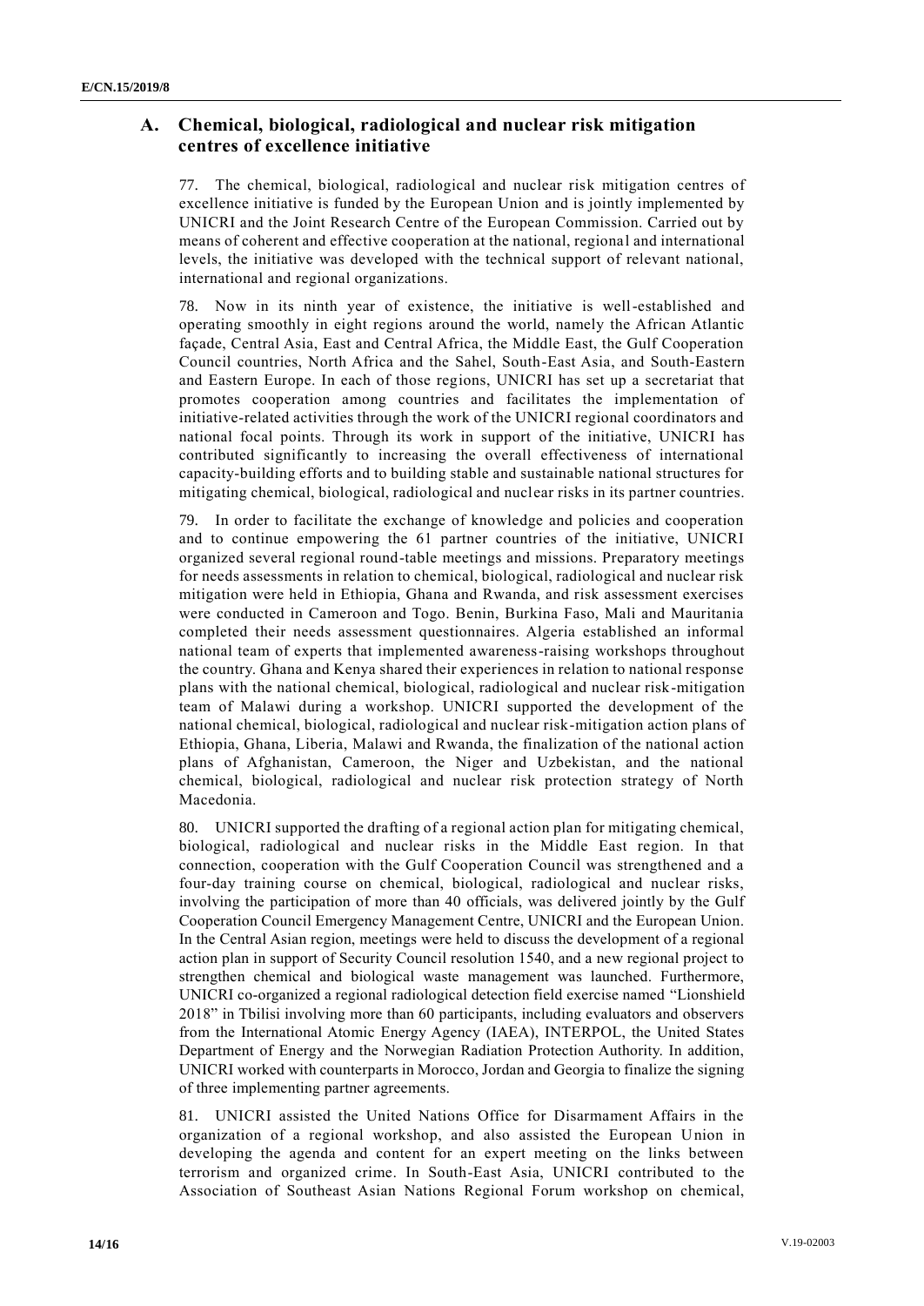## A. Chemical, biological, radiological and nuclear risk mitigation centres of excellence initiative

77. The chemical, biological, radiological and nuclear risk mitigation centres of excellence initiative is funded by the European Union and is jointly implemented by UNICRI and the Joint Research Centre of the European Commission. Carried out by means of coherent and effective cooperation at the national, regional and international levels, the initiative was developed with the technical support of relevant national, international and regional organizations.

78. Now in its ninth year of existence, the initiative is well-established and operating smoothly in eight regions around the world, namely the African Atlantic façade, Central Asia, East and Central Africa, the Middle East, the Gulf Cooperation Council countries, North Africa and the Sahel, South-East Asia, and South-Eastern and Eastern Europe. In each of those regions, UNICRI has set up a secretariat that promotes cooperation among countries and facilitates the implementation of initiative-related activities through the work of the UNICRI regional coordinators and national focal points. Through its work in support of the initiative, UNICRI has contributed significantly to increasing the overall effectiveness of international capacity-building efforts and to building stable and sustainable national structures for mitigating chemical, biological, radiological and nuclear risks in its partner countries.

79. In order to facilitate the exchange of knowledge and policies and cooperation and to continue empowering the 61 partner countries of the initiative, UNICRI organized several regional round-table meetings and missions. Preparatory meetings for needs assessments in relation to chemical, biological, radiological and nuclear risk mitigation were held in Ethiopia, Ghana and Rwanda, and risk assessment exercises were conducted in Cameroon and Togo. Benin, Burkina Faso, Mali and Mauritania completed their needs assessment questionnaires. Algeria established an informal national team of experts that implemented awareness-raising workshops throughout the country. Ghana and Kenya shared their experiences in relation to national response plans with the national chemical, biological, radiological and nuclear risk-mitigation team of Malawi during a workshop. UNICRI supported the development of the national chemical, biological, radiological and nuclear risk-mitigation action plans of Ethiopia, Ghana, Liberia, Malawi and Rwanda, the finalization of the national action plans of Afghanistan, Cameroon, the Niger and Uzbekistan, and the national chemical, biological, radiological and nuclear risk protection strategy of North Macedonia.

80. UNICRI supported the drafting of a regional action plan for mitigating chemical, biological, radiological and nuclear risks in the Middle East region. In that connection, cooperation with the Gulf Cooperation Council was strengthened and a four-day training course on chemical, biological, radiological and nuclear risks, involving the participation of more than 40 officials, was delivered jointly by the Gulf Cooperation Council Emergency Management Centre, UNICRI and the European Union. In the Central Asian region, meetings were held to discuss the development of a regional action plan in support of Security Council resolution 1540, and a new regional project to strengthen chemical and biological waste management was launched. Furthermore, UNICRI co-organized a regional radiological detection field exercise named "Lionshield 2018" in Tbilisi involving more than 60 participants, including evaluators and observers from the International Atomic Energy Agency (IAEA), INTERPOL, the United States Department of Energy and the Norwegian Radiation Protection Authority. In addition, UNICRI worked with counterparts in Morocco, Jordan and Georgia to finalize the signing of three implementing partner agreements.

81. UNICRI assisted the United Nations Office for Disarmament Affairs in the organization of a regional workshop, and also assisted the European Union in developing the agenda and content for an expert meeting on the links between terrorism and organized crime. In South-East Asia, UNICRI contributed to the Association of Southeast Asian Nations Regional Forum workshop on chemical,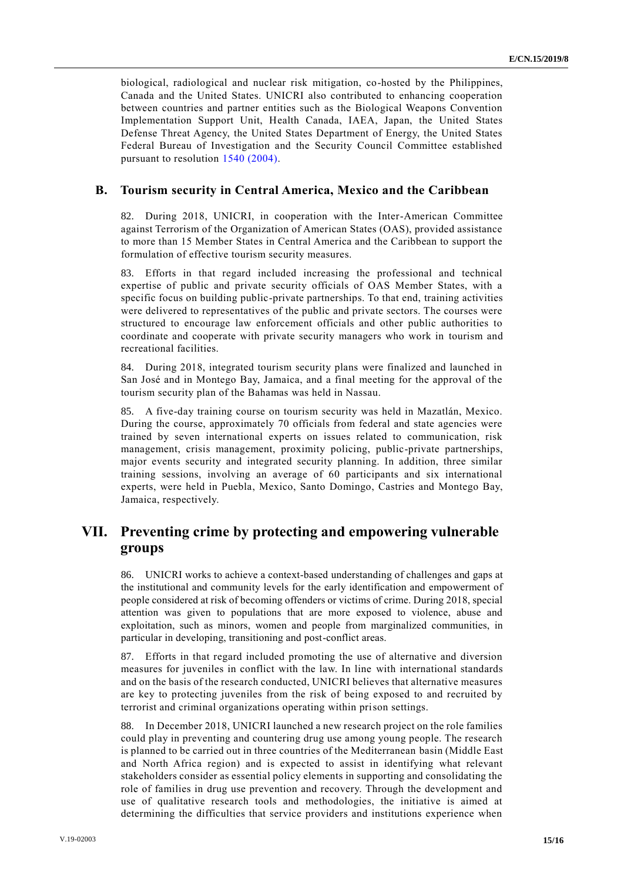biological, radiological and nuclear risk mitigation, co-hosted by the Philippines, Canada and the United States. UNICRI also contributed to enhancing cooperation between countries and partner entities such as the Biological Weapons Convention Implementation Support Unit, Health Canada, IAEA, Japan, the United States Defense Threat Agency, the United States Department of Energy, the United States Federal Bureau of Investigation and the Security Council Committee established pursuant to resolution 1540 (2004).

### B. Tourism security in Central America, Mexico and the Caribbean

82. During 2018, UNICRI, in cooperation with the Inter-American Committee against Terrorism of the Organization of American States (OAS), provided assistance to more than 15 Member States in Central America and the Caribbean to support the formulation of effective tourism security measures.

83. Efforts in that regard included increasing the professional and technical expertise of public and private security officials of OAS Member States, with a specific focus on building public-private partnerships. To that end, training activities were delivered to representatives of the public and private sectors. The courses were structured to encourage law enforcement officials and other public authorities to coordinate and cooperate with private security managers who work in tourism and recreational facilities.

84. During 2018, integrated tourism security plans were finalized and launched in San José and in Montego Bay, Jamaica, and a final meeting for the approval of the tourism security plan of the Bahamas was held in Nassau.

85. A five-day training course on tourism security was held in Mazatlán, Mexico. During the course, approximately 70 officials from federal and state agencies were trained by seven international experts on issues related to communication, risk management, crisis management, proximity policing, public-private partnerships, major events security and integrated security planning. In addition, three similar training sessions, involving an average of 60 participants and six international experts, were held in Puebla, Mexico, Santo Domingo, Castries and Montego Bay, Jamaica, respectively.

## VII. Preventing crime by protecting and empowering vulnerable groups

86. UNICRI works to achieve a context-based understanding of challenges and gaps at the institutional and community levels for the early identification and empowerment of people considered at risk of becoming offenders or victims of crime. During 2018, special attention was given to populations that are more exposed to violence, abuse and exploitation, such as minors, women and people from marginalized communities, in particular in developing, transitioning and post-conflict areas.

87. Efforts in that regard included promoting the use of alternative and diversion measures for juveniles in conflict with the law. In line with international standards and on the basis of the research conducted, UNICRI believes that alternative measures are key to protecting juveniles from the risk of being exposed to and recruited by terrorist and criminal organizations operating within prison settings.

88. In December 2018, UNICRI launched a new research project on the role families could play in preventing and countering drug use among young people. The research is planned to be carried out in three countries of the Mediterranean basin (Middle East and North Africa region) and is expected to assist in identifying what relevant stakeholders consider as essential policy elements in supporting and consolidating the role of families in drug use prevention and recovery. Through the development and use of qualitative research tools and methodologies, the initiative is aimed at determining the difficulties that service providers and institutions experience when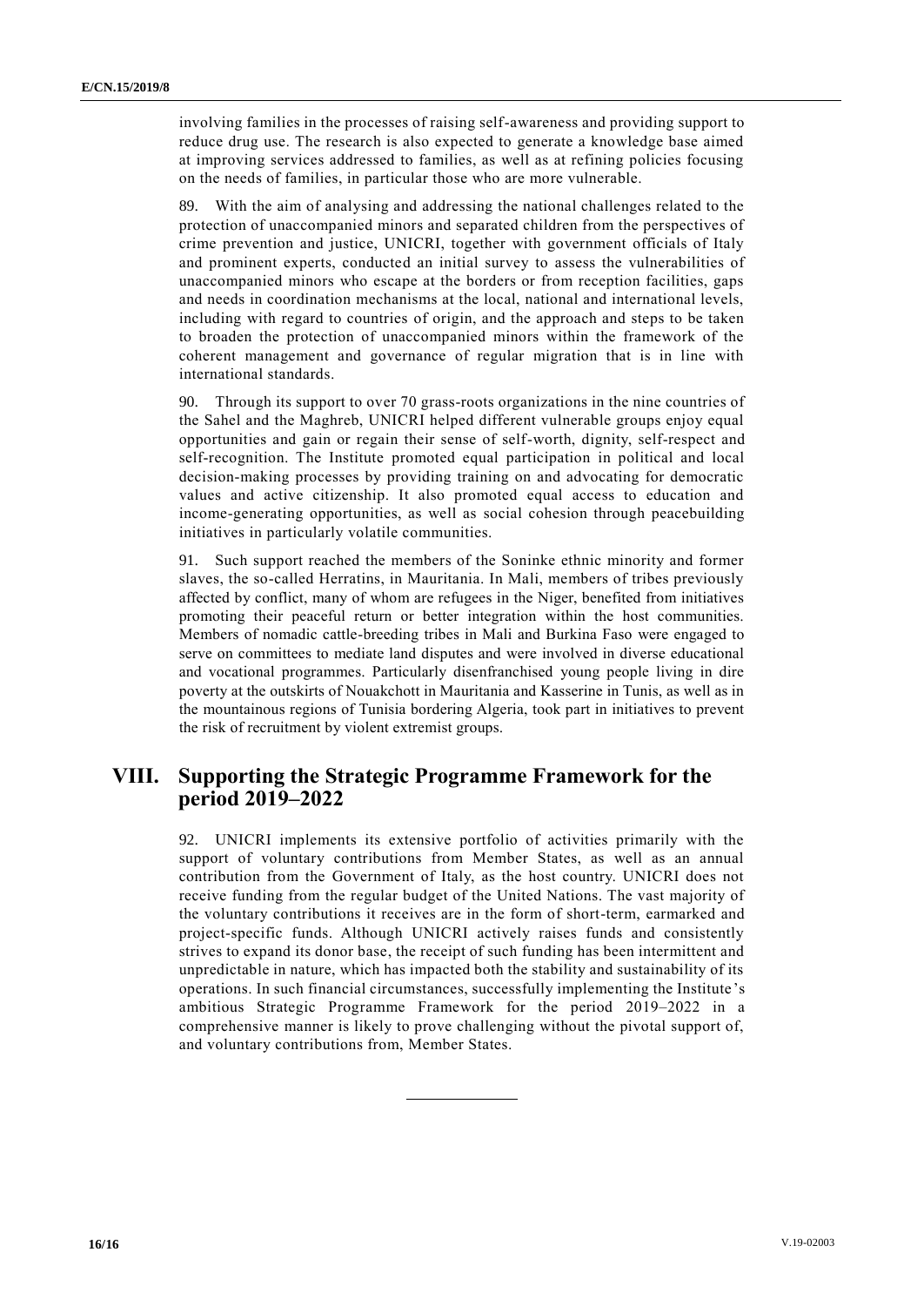involving families in the processes of raising self-awareness and providing support to reduce drug use. The research is also expected to generate a knowledge base aimed at improving services addressed to families, as well as at refining policies focusing on the needs of families, in particular those who are more vulnerable.

89. With the aim of analysing and addressing the national challenges related to the protection of unaccompanied minors and separated children from the perspectives of crime prevention and justice, UNICRI, together with government officials of Italy and prominent experts, conducted an initial survey to assess the vulnerabilities of unaccompanied minors who escape at the borders or from reception facilities, gaps and needs in coordination mechanisms at the local, national and international levels, including with regard to countries of origin, and the approach and steps to be taken to broaden the protection of unaccompanied minors within the framework of the coherent management and governance of regular migration that is in line with international standards.

90. Through its support to over 70 grass-roots organizations in the nine countries of the Sahel and the Maghreb, UNICRI helped different vulnerable groups enjoy equal opportunities and gain or regain their sense of self-worth, dignity, self-respect and self-recognition. The Institute promoted equal participation in political and local decision-making processes by providing training on and advocating for democratic values and active citizenship. It also promoted equal access to education and income-generating opportunities, as well as social cohesion through peacebuilding initiatives in particularly volatile communities.

91. Such support reached the members of the Soninke ethnic minority and former slaves, the so-called Herratins, in Mauritania. In Mali, members of tribes previously affected by conflict, many of whom are refugees in the Niger, benefited from initiatives promoting their peaceful return or better integration within the host communities. Members of nomadic cattle-breeding tribes in Mali and Burkina Faso were engaged to serve on committees to mediate land disputes and were involved in diverse educational and vocational programmes. Particularly disenfranchised young people living in dire poverty at the outskirts of Nouakchott in Mauritania and Kasserine in Tunis, as well as in the mountainous regions of Tunisia bordering Algeria, took part in initiatives to prevent the risk of recruitment by violent extremist groups.

## VIII. Supporting the Strategic Programme Framework for the period 2019–2022

92. UNICRI implements its extensive portfolio of activities primarily with the support of voluntary contributions from Member States, as well as an annual contribution from the Government of Italy, as the host country. UNICRI does not receive funding from the regular budget of the United Nations. The vast majority of the voluntary contributions it receives are in the form of short-term, earmarked and project-specific funds. Although UNICRI actively raises funds and consistently strives to expand its donor base, the receipt of such funding has been intermittent and unpredictable in nature, which has impacted both the stability and sustainability of its operations. In such financial circumstances, successfully implementing the Institute's ambitious Strategic Programme Framework for the period 2019–2022 in a comprehensive manner is likely to prove challenging without the pivotal support of, and voluntary contributions from, Member States.